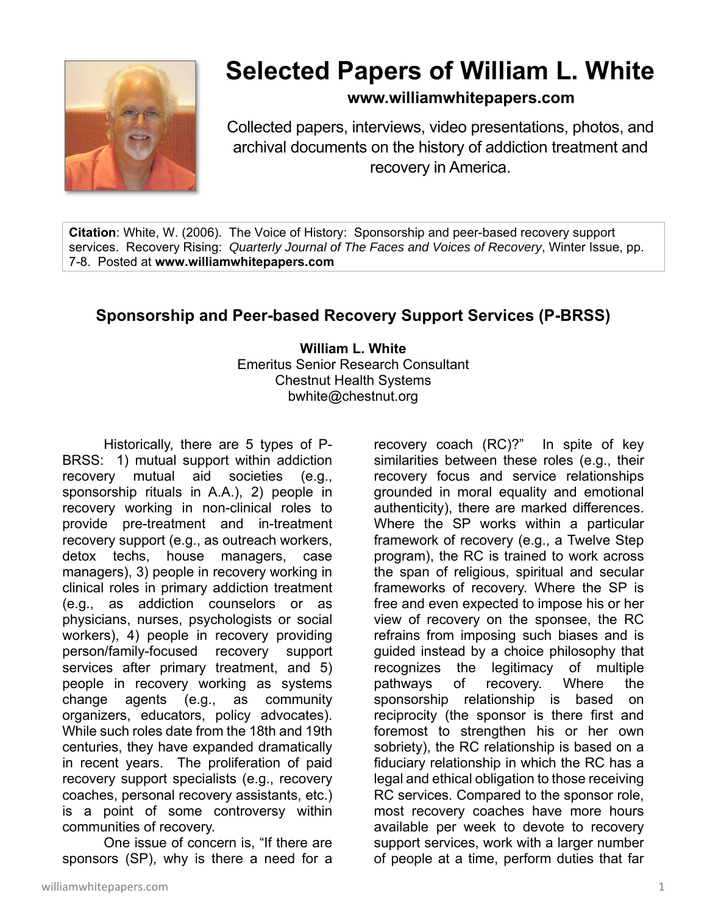# Selected Papers of William L. White

**www.williamwhitepapers.com**

Collected papers, interviews, video presentations, photos, and archival documents on the history of addiction treatment and recovery in America.

**Citation**: White, W. (2006). The Voice of History: Sponsorship and peer-based recovery support services. Recovery Rising: *Quarterly Journal of The Faces and Voices of Recovery*, Winter Issue, pp. 7-8. Posted at **www.williamwhitepapers.com**

## Sponsorship and Peer-based Recovery Support Services (P-BRSS)

**William L. White**
Emeritus Senior Research Consultant
Chestnut Health Systems
bwhite@chestnut.org

Historically, there are 5 types of P-BRSS: 1) mutual support within addiction recovery mutual aid societies (e.g., sponsorship rituals in A.A.), 2) people in recovery working in non-clinical roles to provide pre-treatment and in-treatment recovery support (e.g., as outreach workers, detox techs, house managers, case managers), 3) people in recovery working in clinical roles in primary addiction treatment (e.g., as addiction counselors or as physicians, nurses, psychologists or social workers), 4) people in recovery providing person/family-focused recovery support services after primary treatment, and 5) people in recovery working as systems change agents (e.g., as community organizers, educators, policy advocates). While such roles date from the 18th and 19th centuries, they have expanded dramatically in recent years. The proliferation of paid recovery support specialists (e.g., recovery coaches, personal recovery assistants, etc.) is a point of some controversy within communities of recovery.

One issue of concern is, "If there are sponsors (SP), why is there a need for a recovery coach (RC)?" In spite of key similarities between these roles (e.g., their recovery focus and service relationships grounded in moral equality and emotional authenticity), there are marked differences. Where the SP works within a particular framework of recovery (e.g., a Twelve Step program), the RC is trained to work across the span of religious, spiritual and secular frameworks of recovery. Where the SP is free and even expected to impose his or her view of recovery on the sponsee, the RC refrains from imposing such biases and is guided instead by a choice philosophy that recognizes the legitimacy of multiple pathways of recovery. Where the sponsorship relationship is based on reciprocity (the sponsor is there first and foremost to strengthen his or her own sobriety), the RC relationship is based on a fiduciary relationship in which the RC has a legal and ethical obligation to those receiving RC services. Compared to the sponsor role, most recovery coaches have more hours available per week to devote to recovery support services, work with a larger number of people at a time, perform duties that far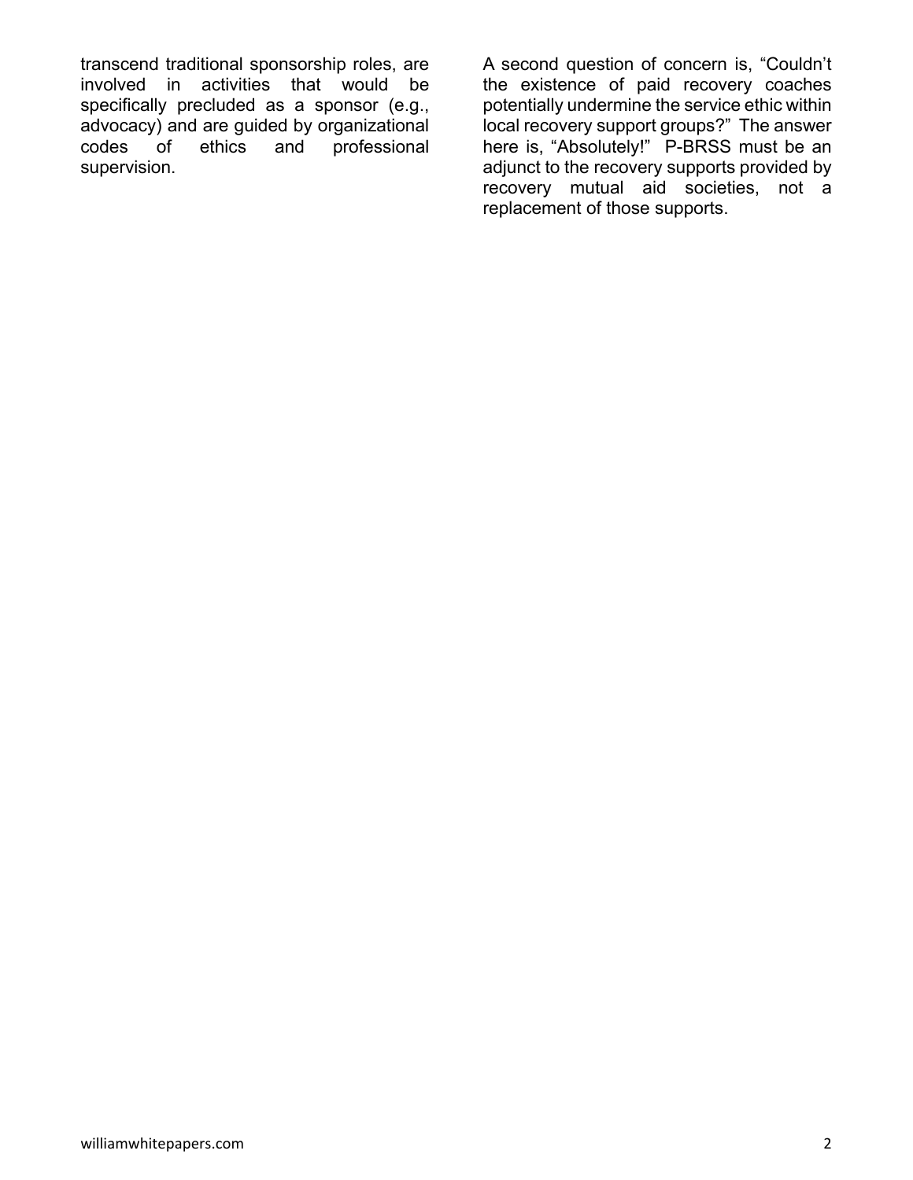transcend traditional sponsorship roles, are involved in activities that would be specifically precluded as a sponsor (e.g., advocacy) and are guided by organizational codes of ethics and professional supervision.

A second question of concern is, "Couldn't the existence of paid recovery coaches potentially undermine the service ethic within local recovery support groups?" The answer here is, "Absolutely!" P-BRSS must be an adjunct to the recovery supports provided by recovery mutual aid societies, not a replacement of those supports.